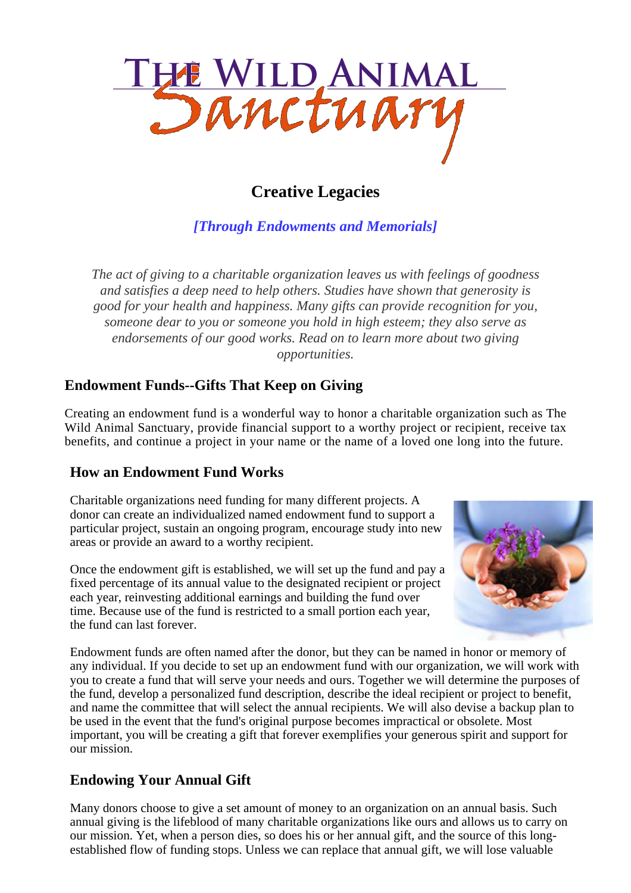# The Wild Animal Sanctuary

## Creative Legacies

*[Through Endowments and Memorials]*

*The act of giving to a charitable organization leaves us with feelings of goodness and satisfies a deep need to help others. Studies have shown that generosity is good for your health and happiness. Many gifts can provide recognition for you, someone dear to you or someone you hold in high esteem; they also serve as endorsements of our good works. Read on to learn more about two giving opportunities.*

### Endowment Funds--Gifts That Keep on Giving

Creating an endowment fund is a wonderful way to honor a charitable organization such as The Wild Animal Sanctuary, provide financial support to a worthy project or recipient, receive tax benefits, and continue a project in your name or the name of a loved one long into the future.

### How an Endowment Fund Works

Charitable organizations need funding for many different projects. A donor can create an individualized named endowment fund to support a particular project, sustain an ongoing program, encourage study into new areas or provide an award to a worthy recipient.

Once the endowment gift is established, we will set up the fund and pay a fixed percentage of its annual value to the designated recipient or project each year, reinvesting additional earnings and building the fund over time. Because use of the fund is restricted to a small portion each year, the fund can last forever.

Endowment funds are often named after the donor, but they can be named in honor or memory of any individual. If you decide to set up an endowment fund with our organization, we will work with you to create a fund that will serve your needs and ours. Together we will determine the purposes of the fund, develop a personalized fund description, describe the ideal recipient or project to benefit, and name the committee that will select the annual recipients. We will also devise a backup plan to be used in the event that the fund's original purpose becomes impractical or obsolete. Most important, you will be creating a gift that forever exemplifies your generous spirit and support for our mission.

### Endowing Your Annual Gift

Many donors choose to give a set amount of money to an organization on an annual basis. Such annual giving is the lifeblood of many charitable organizations like ours and allows us to carry on our mission. Yet, when a person dies, so does his or her annual gift, and the source of this long-established flow of funding stops. Unless we can replace that annual gift, we will lose valuable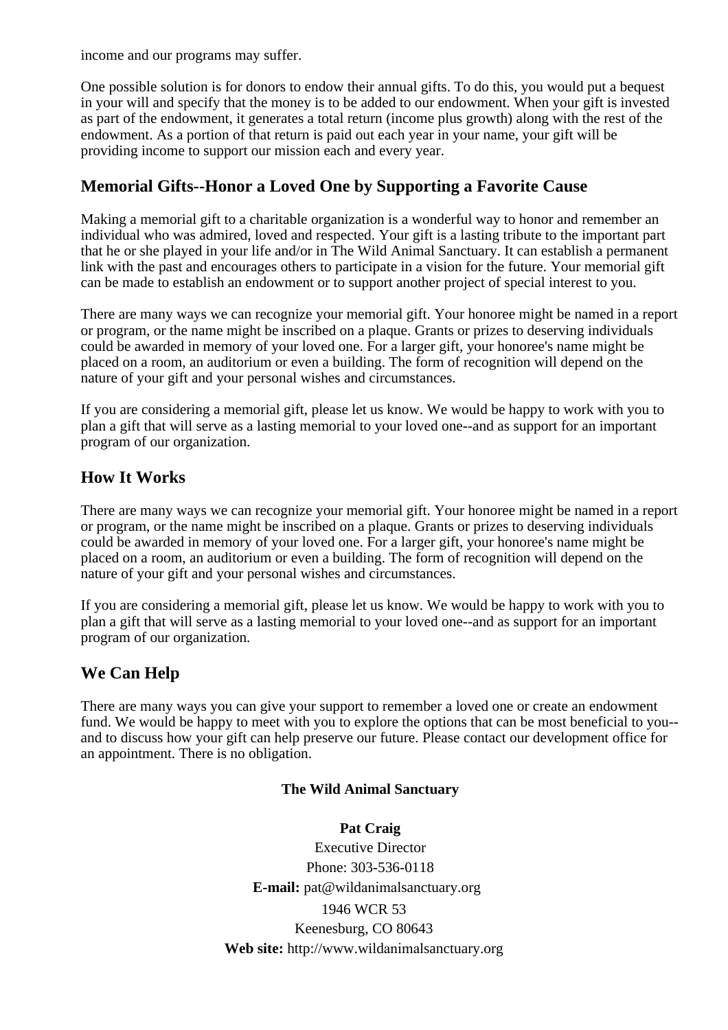income and our programs may suffer.

One possible solution is for donors to endow their annual gifts. To do this, you would put a bequest in your will and specify that the money is to be added to our endowment. When your gift is invested as part of the endowment, it generates a total return (income plus growth) along with the rest of the endowment. As a portion of that return is paid out each year in your name, your gift will be providing income to support our mission each and every year.

## Memorial Gifts--Honor a Loved One by Supporting a Favorite Cause

Making a memorial gift to a charitable organization is a wonderful way to honor and remember an individual who was admired, loved and respected. Your gift is a lasting tribute to the important part that he or she played in your life and/or in The Wild Animal Sanctuary. It can establish a permanent link with the past and encourages others to participate in a vision for the future. Your memorial gift can be made to establish an endowment or to support another project of special interest to you.

There are many ways we can recognize your memorial gift. Your honoree might be named in a report or program, or the name might be inscribed on a plaque. Grants or prizes to deserving individuals could be awarded in memory of your loved one. For a larger gift, your honoree's name might be placed on a room, an auditorium or even a building. The form of recognition will depend on the nature of your gift and your personal wishes and circumstances.

If you are considering a memorial gift, please let us know. We would be happy to work with you to plan a gift that will serve as a lasting memorial to your loved one--and as support for an important program of our organization.

## How It Works

There are many ways we can recognize your memorial gift. Your honoree might be named in a report or program, or the name might be inscribed on a plaque. Grants or prizes to deserving individuals could be awarded in memory of your loved one. For a larger gift, your honoree's name might be placed on a room, an auditorium or even a building. The form of recognition will depend on the nature of your gift and your personal wishes and circumstances.

If you are considering a memorial gift, please let us know. We would be happy to work with you to plan a gift that will serve as a lasting memorial to your loved one--and as support for an important program of our organization.

## We Can Help

There are many ways you can give your support to remember a loved one or create an endowment fund. We would be happy to meet with you to explore the options that can be most beneficial to you--and to discuss how your gift can help preserve our future. Please contact our development office for an appointment. There is no obligation.

**The Wild Animal Sanctuary**

**Pat Craig**
Executive Director
Phone: 303-536-0118
**E-mail:** pat@wildanimalsanctuary.org
1946 WCR 53
Keenesburg, CO 80643
**Web site:** http://www.wildanimalsanctuary.org